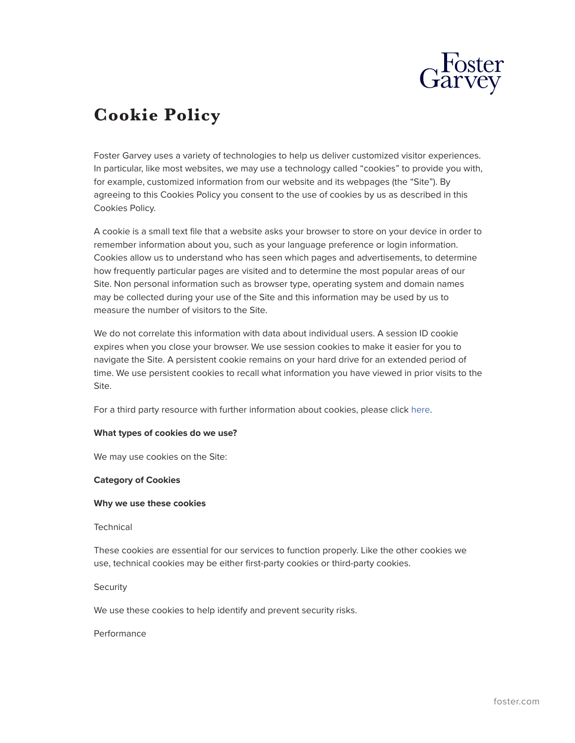# Cookie Policy

Foster Garvey uses a variety of technologies to help us deliver customized visitor experiences. In particular, like most websites, we may use a technology called “cookies” to provide you with, for example, customized information from our website and its webpages (the “Site”). By agreeing to this Cookies Policy you consent to the use of cookies by us as described in this Cookies Policy.

A cookie is a small text file that a website asks your browser to store on your device in order to remember information about you, such as your language preference or login information. Cookies allow us to understand who has seen which pages and advertisements, to determine how frequently particular pages are visited and to determine the most popular areas of our Site. Non personal information such as browser type, operating system and domain names may be collected during your use of the Site and this information may be used by us to measure the number of visitors to the Site.

We do not correlate this information with data about individual users. A session ID cookie expires when you close your browser. We use session cookies to make it easier for you to navigate the Site. A persistent cookie remains on your hard drive for an extended period of time. We use persistent cookies to recall what information you have viewed in prior visits to the Site.

For a third party resource with further information about cookies, please click here.

**What types of cookies do we use?**

We may use cookies on the Site:

**Category of Cookies**

**Why we use these cookies**

Technical

These cookies are essential for our services to function properly. Like the other cookies we use, technical cookies may be either first-party cookies or third-party cookies.

Security

We use these cookies to help identify and prevent security risks.

Performance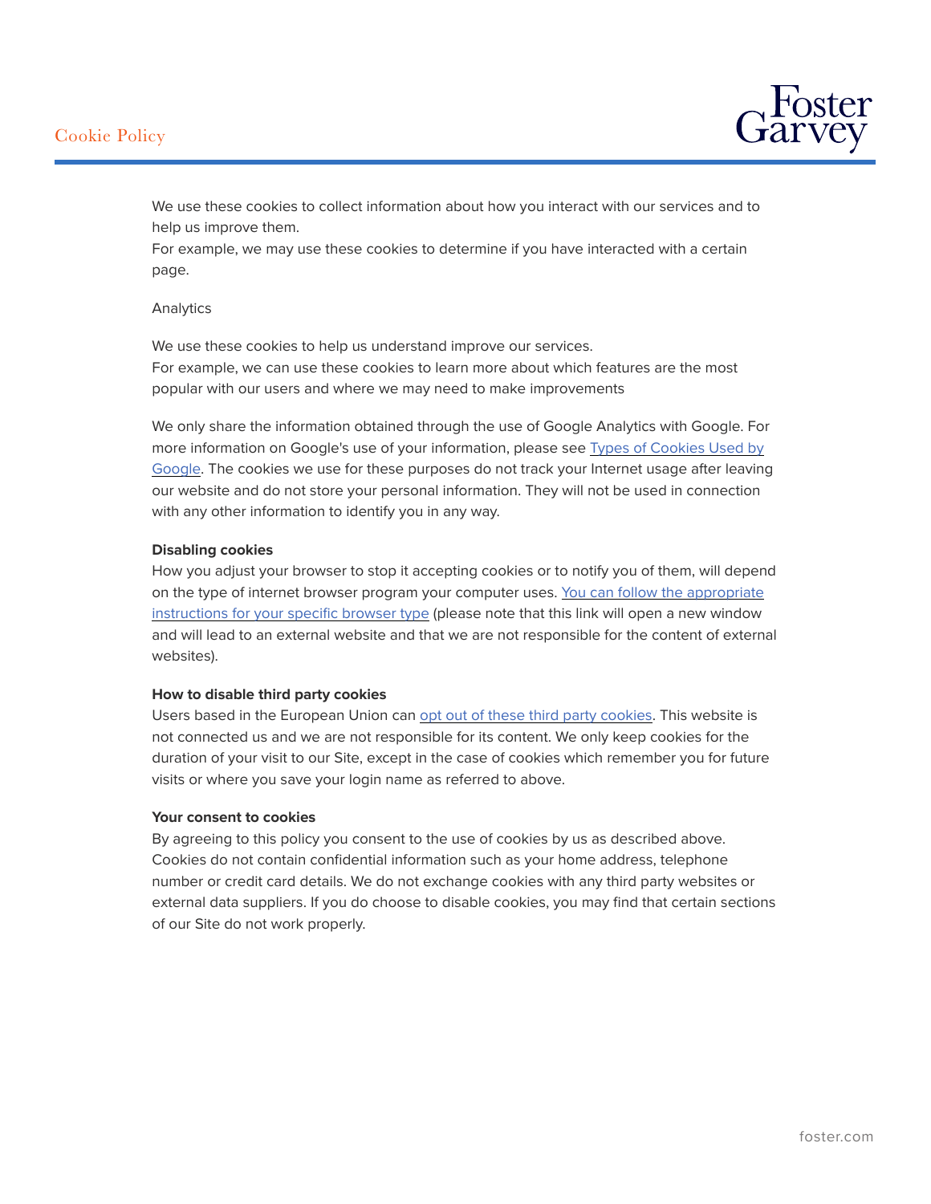We use these cookies to collect information about how you interact with our services and to help us improve them.
For example, we may use these cookies to determine if you have interacted with a certain page.

Analytics

We use these cookies to help us understand improve our services.
For example, we can use these cookies to learn more about which features are the most popular with our users and where we may need to make improvements

We only share the information obtained through the use of Google Analytics with Google. For more information on Google's use of your information, please see [Types of Cookies Used by Google](). The cookies we use for these purposes do not track your Internet usage after leaving our website and do not store your personal information. They will not be used in connection with any other information to identify you in any way.

**Disabling cookies**
How you adjust your browser to stop it accepting cookies or to notify you of them, will depend on the type of internet browser program your computer uses. [You can follow the appropriate instructions for your specific browser type]() (please note that this link will open a new window and will lead to an external website and that we are not responsible for the content of external websites).

**How to disable third party cookies**
Users based in the European Union can [opt out of these third party cookies](). This website is not connected us and we are not responsible for its content. We only keep cookies for the duration of your visit to our Site, except in the case of cookies which remember you for future visits or where you save your login name as referred to above.

**Your consent to cookies**
By agreeing to this policy you consent to the use of cookies by us as described above. Cookies do not contain confidential information such as your home address, telephone number or credit card details. We do not exchange cookies with any third party websites or external data suppliers. If you do choose to disable cookies, you may find that certain sections of our Site do not work properly.